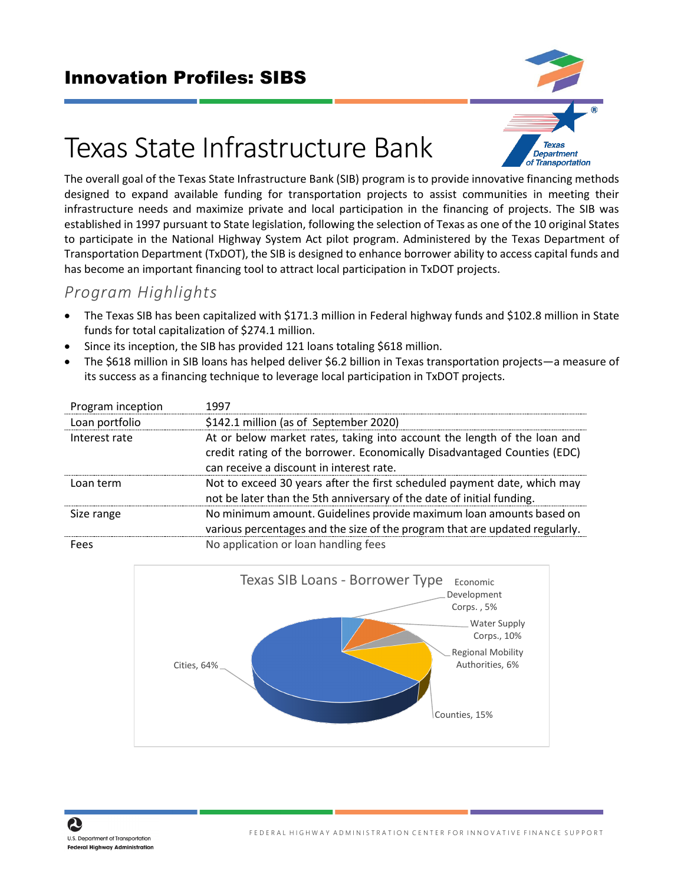## Innovation Profiles: SIBS

# Texas State Infrastructure Bank

The overall goal of the Texas State Infrastructure Bank (SIB) program is to provide innovative financing methods designed to expand available funding for transportation projects to assist communities in meeting their infrastructure needs and maximize private and local participation in the financing of projects. The SIB was established in 1997 pursuant to State legislation, following the selection of Texas as one of the 10 original States to participate in the National Highway System Act pilot program. Administered by the Texas Department of Transportation Department (TxDOT), the SIB is designed to enhance borrower ability to access capital funds and has become an important financing tool to attract local participation in TxDOT projects.

## *Program Highlights*

- The Texas SIB has been capitalized with $171.3 million in Federal highway funds and $102.8 million in State funds for total capitalization of $274.1 million.
- Since its inception, the SIB has provided 121 loans totaling $618 million.
- The $618 million in SIB loans has helped deliver $6.2 billion in Texas transportation projects—a measure of its success as a financing technique to leverage local participation in TxDOT projects.

| | |
|---|---|
| Program inception | 1997 |
| Loan portfolio | $142.1 million (as of September 2020) |
| Interest rate | At or below market rates, taking into account the length of the loan and credit rating of the borrower. Economically Disadvantaged Counties (EDC) can receive a discount in interest rate. |
| Loan term | Not to exceed 30 years after the first scheduled payment date, which may not be later than the 5th anniversary of the date of initial funding. |
| Size range | No minimum amount. Guidelines provide maximum loan amounts based on various percentages and the size of the program that are updated regularly. |
| Fees | No application or loan handling fees |

**Texas SIB Loans - Borrower Type**

| Borrower Type | Share |
|---|---|
| Cities | 64% |
| Counties | 15% |
| Water Supply Corps. | 10% |
| Regional Mobility Authorities | 6% |
| Economic Development Corps. | 5% |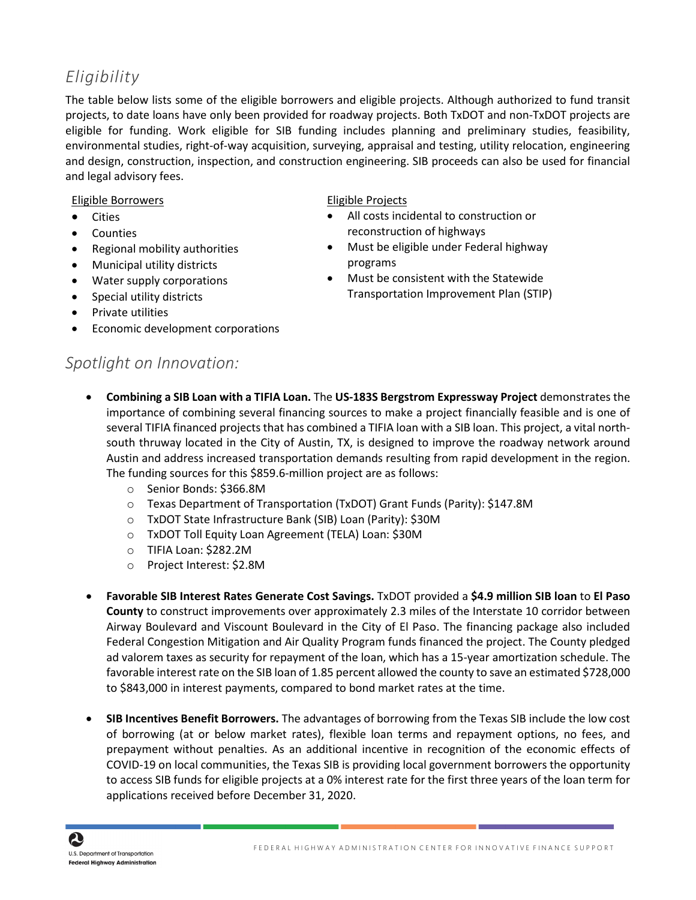## *Eligibility*

The table below lists some of the eligible borrowers and eligible projects. Although authorized to fund transit projects, to date loans have only been provided for roadway projects. Both TxDOT and non-TxDOT projects are eligible for funding. Work eligible for SIB funding includes planning and preliminary studies, feasibility, environmental studies, right-of-way acquisition, surveying, appraisal and testing, utility relocation, engineering and design, construction, inspection, and construction engineering. SIB proceeds can also be used for financial and legal advisory fees.

Eligible Borrowers

- Cities
- Counties
- Regional mobility authorities
- Municipal utility districts
- Water supply corporations
- Special utility districts
- Private utilities
- Economic development corporations

Eligible Projects

- All costs incidental to construction or reconstruction of highways
- Must be eligible under Federal highway programs
- Must be consistent with the Statewide Transportation Improvement Plan (STIP)

## *Spotlight on Innovation:*

- **Combining a SIB Loan with a TIFIA Loan.** The **US-183S Bergstrom Expressway Project** demonstrates the importance of combining several financing sources to make a project financially feasible and is one of several TIFIA financed projects that has combined a TIFIA loan with a SIB loan. This project, a vital north-south thruway located in the City of Austin, TX, is designed to improve the roadway network around Austin and address increased transportation demands resulting from rapid development in the region. The funding sources for this $859.6-million project are as follows:
  - Senior Bonds: $366.8M
  - Texas Department of Transportation (TxDOT) Grant Funds (Parity): $147.8M
  - TxDOT State Infrastructure Bank (SIB) Loan (Parity): $30M
  - TxDOT Toll Equity Loan Agreement (TELA) Loan: $30M
  - TIFIA Loan: $282.2M
  - Project Interest: $2.8M

- **Favorable SIB Interest Rates Generate Cost Savings.** TxDOT provided a **$4.9 million SIB loan** to **El Paso County** to construct improvements over approximately 2.3 miles of the Interstate 10 corridor between Airway Boulevard and Viscount Boulevard in the City of El Paso. The financing package also included Federal Congestion Mitigation and Air Quality Program funds financed the project. The County pledged ad valorem taxes as security for repayment of the loan, which has a 15-year amortization schedule. The favorable interest rate on the SIB loan of 1.85 percent allowed the county to save an estimated $728,000 to $843,000 in interest payments, compared to bond market rates at the time.

- **SIB Incentives Benefit Borrowers.** The advantages of borrowing from the Texas SIB include the low cost of borrowing (at or below market rates), flexible loan terms and repayment options, no fees, and prepayment without penalties. As an additional incentive in recognition of the economic effects of COVID-19 on local communities, the Texas SIB is providing local government borrowers the opportunity to access SIB funds for eligible projects at a 0% interest rate for the first three years of the loan term for applications received before December 31, 2020.